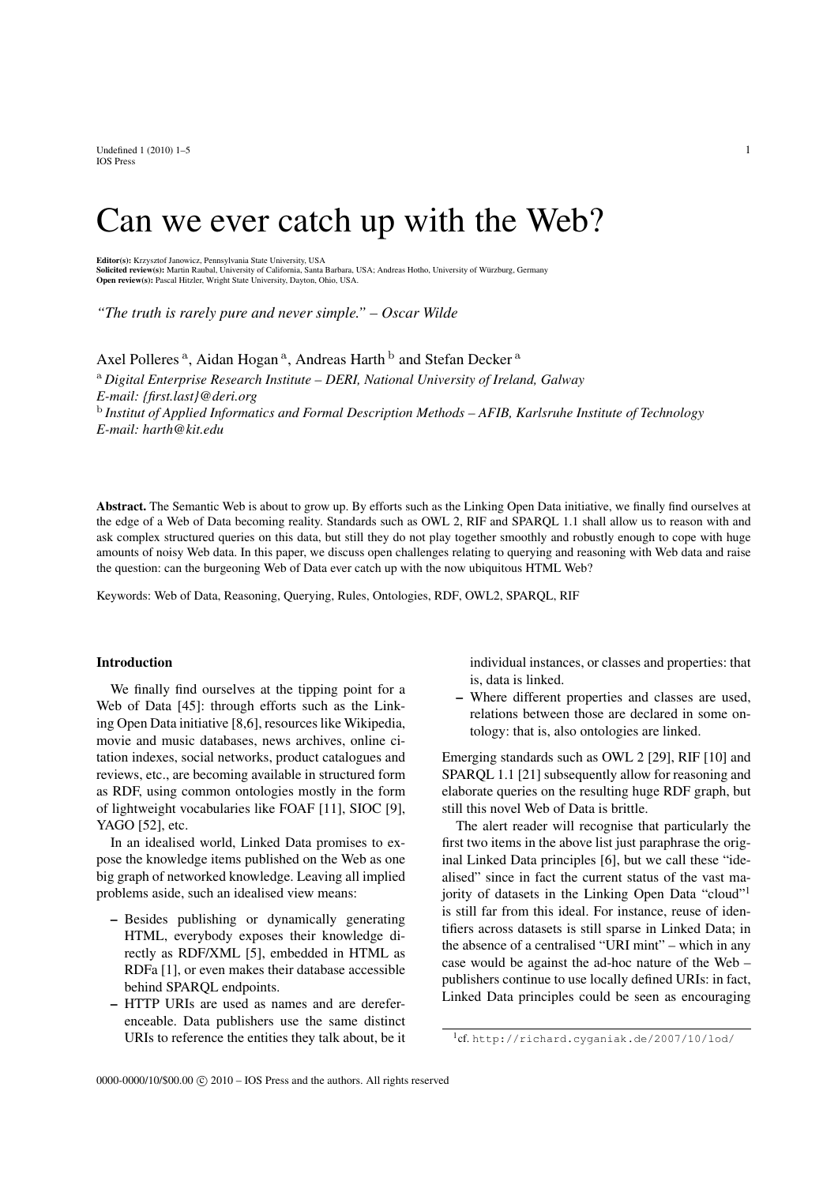# Can we ever catch up with the Web?

**Editor(s):** Krzysztof Janowicz, Pennsylvania State University, USA
**Solicited review(s):** Martin Raubal, University of California, Santa Barbara, USA; Andreas Hotho, University of Würzburg, Germany
**Open review(s):** Pascal Hitzler, Wright State University, Dayton, Ohio, USA.

*"The truth is rarely pure and never simple." – Oscar Wilde*

Axel Polleres [a], Aidan Hogan [a], Andreas Harth [b] and Stefan Decker [a]

[a] *Digital Enterprise Research Institute – DERI, National University of Ireland, Galway*
*E-mail: {first.last}@deri.org*
[b] *Institut of Applied Informatics and Formal Description Methods – AFIB, Karlsruhe Institute of Technology*
*E-mail: harth@kit.edu*

**Abstract.** The Semantic Web is about to grow up. By efforts such as the Linking Open Data initiative, we finally find ourselves at the edge of a Web of Data becoming reality. Standards such as OWL 2, RIF and SPARQL 1.1 shall allow us to reason with and ask complex structured queries on this data, but still they do not play together smoothly and robustly enough to cope with huge amounts of noisy Web data. In this paper, we discuss open challenges relating to querying and reasoning with Web data and raise the question: can the burgeoning Web of Data ever catch up with the now ubiquitous HTML Web?

Keywords: Web of Data, Reasoning, Querying, Rules, Ontologies, RDF, OWL2, SPARQL, RIF

## Introduction

We finally find ourselves at the tipping point for a Web of Data [45]: through efforts such as the Linking Open Data initiative [8,6], resources like Wikipedia, movie and music databases, news archives, online citation indexes, social networks, product catalogues and reviews, etc., are becoming available in structured form as RDF, using common ontologies mostly in the form of lightweight vocabularies like FOAF [11], SIOC [9], YAGO [52], etc.

In an idealised world, Linked Data promises to expose the knowledge items published on the Web as one big graph of networked knowledge. Leaving all implied problems aside, such an idealised view means:

- Besides publishing or dynamically generating HTML, everybody exposes their knowledge directly as RDF/XML [5], embedded in HTML as RDFa [1], or even makes their database accessible behind SPARQL endpoints.
- HTTP URIs are used as names and are dereferenceable. Data publishers use the same distinct URIs to reference the entities they talk about, be it individual instances, or classes and properties: that is, data is linked.
- Where different properties and classes are used, relations between those are declared in some ontology: that is, also ontologies are linked.

Emerging standards such as OWL 2 [29], RIF [10] and SPARQL 1.1 [21] subsequently allow for reasoning and elaborate queries on the resulting huge RDF graph, but still this novel Web of Data is brittle.

The alert reader will recognise that particularly the first two items in the above list just paraphrase the original Linked Data principles [6], but we call these "idealised" since in fact the current status of the vast majority of datasets in the Linking Open Data "cloud"[1] is still far from this ideal. For instance, reuse of identifiers across datasets is still sparse in Linked Data; in the absence of a centralised "URI mint" – which in any case would be against the ad-hoc nature of the Web – publishers continue to use locally defined URIs: in fact, Linked Data principles could be seen as encouraging

[1] cf. http://richard.cyganiak.de/2007/10/lod/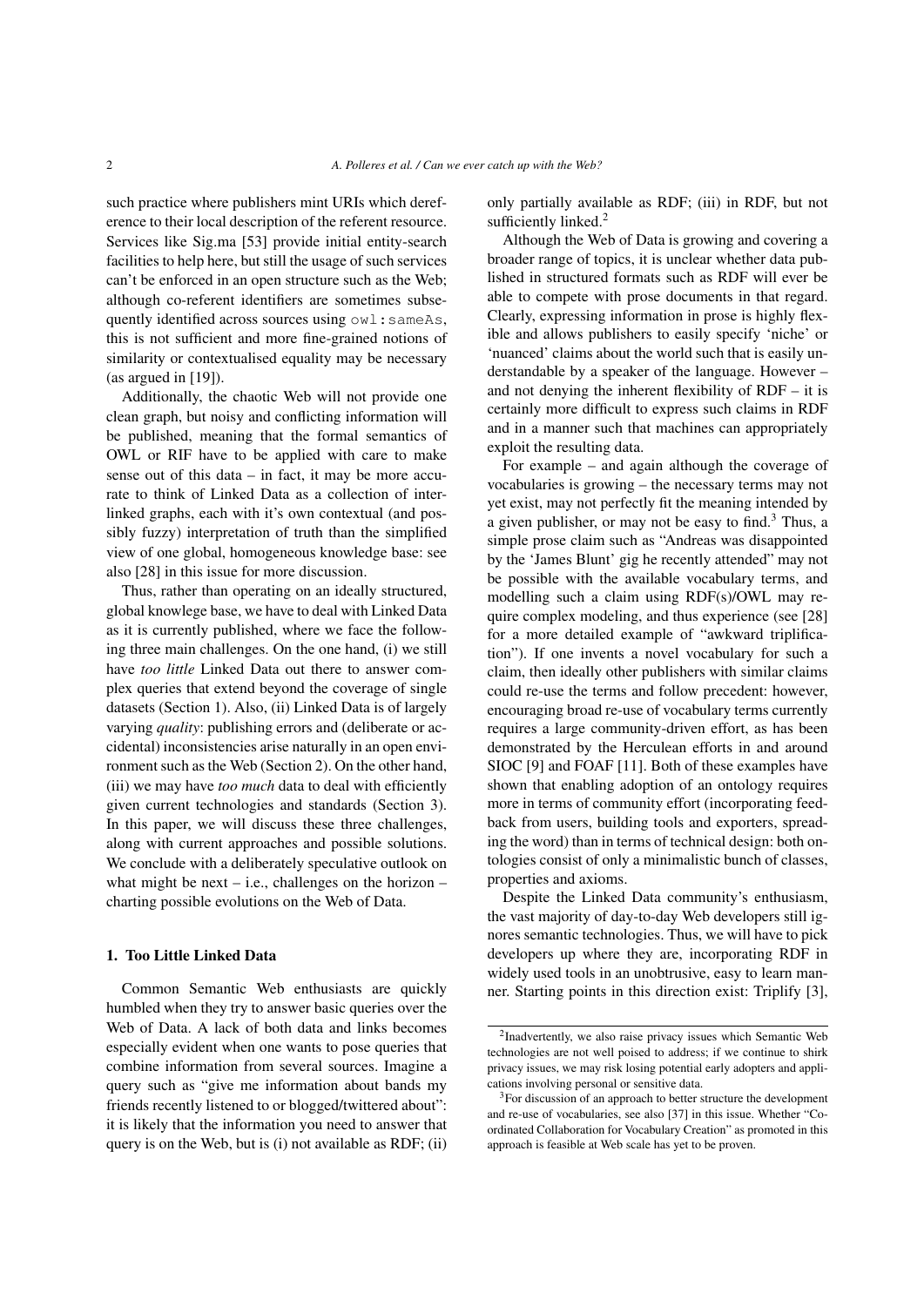such practice where publishers mint URIs which dereference to their local description of the referent resource. Services like Sig.ma [53] provide initial entity-search facilities to help here, but still the usage of such services can't be enforced in an open structure such as the Web; although co-referent identifiers are sometimes subsequently identified across sources using `owl:sameAs`, this is not sufficient and more fine-grained notions of similarity or contextualised equality may be necessary (as argued in [19]).

Additionally, the chaotic Web will not provide one clean graph, but noisy and conflicting information will be published, meaning that the formal semantics of OWL or RIF have to be applied with care to make sense out of this data – in fact, it may be more accurate to think of Linked Data as a collection of interlinked graphs, each with it's own contextual (and possibly fuzzy) interpretation of truth than the simplified view of one global, homogeneous knowledge base: see also [28] in this issue for more discussion.

Thus, rather than operating on an ideally structured, global knowlege base, we have to deal with Linked Data as it is currently published, where we face the following three main challenges. On the one hand, (i) we still have *too little* Linked Data out there to answer complex queries that extend beyond the coverage of single datasets (Section 1). Also, (ii) Linked Data is of largely varying *quality*: publishing errors and (deliberate or accidental) inconsistencies arise naturally in an open environment such as the Web (Section 2). On the other hand, (iii) we may have *too much* data to deal with efficiently given current technologies and standards (Section 3). In this paper, we will discuss these three challenges, along with current approaches and possible solutions. We conclude with a deliberately speculative outlook on what might be next – i.e., challenges on the horizon – charting possible evolutions on the Web of Data.

## 1. Too Little Linked Data

Common Semantic Web enthusiasts are quickly humbled when they try to answer basic queries over the Web of Data. A lack of both data and links becomes especially evident when one wants to pose queries that combine information from several sources. Imagine a query such as "give me information about bands my friends recently listened to or blogged/twittered about": it is likely that the information you need to answer that query is on the Web, but is (i) not available as RDF; (ii) only partially available as RDF; (iii) in RDF, but not sufficiently linked.[2]

Although the Web of Data is growing and covering a broader range of topics, it is unclear whether data published in structured formats such as RDF will ever be able to compete with prose documents in that regard. Clearly, expressing information in prose is highly flexible and allows publishers to easily specify 'niche' or 'nuanced' claims about the world such that is easily understandable by a speaker of the language. However – and not denying the inherent flexibility of RDF – it is certainly more difficult to express such claims in RDF and in a manner such that machines can appropriately exploit the resulting data.

For example – and again although the coverage of vocabularies is growing – the necessary terms may not yet exist, may not perfectly fit the meaning intended by a given publisher, or may not be easy to find.[3] Thus, a simple prose claim such as "Andreas was disappointed by the 'James Blunt' gig he recently attended" may not be possible with the available vocabulary terms, and modelling such a claim using RDF(s)/OWL may require complex modeling, and thus experience (see [28] for a more detailed example of "awkward triplification"). If one invents a novel vocabulary for such a claim, then ideally other publishers with similar claims could re-use the terms and follow precedent: however, encouraging broad re-use of vocabulary terms currently requires a large community-driven effort, as has been demonstrated by the Herculean efforts in and around SIOC [9] and FOAF [11]. Both of these examples have shown that enabling adoption of an ontology requires more in terms of community effort (incorporating feedback from users, building tools and exporters, spreading the word) than in terms of technical design: both ontologies consist of only a minimalistic bunch of classes, properties and axioms.

Despite the Linked Data community's enthusiasm, the vast majority of day-to-day Web developers still ignores semantic technologies. Thus, we will have to pick developers up where they are, incorporating RDF in widely used tools in an unobtrusive, easy to learn manner. Starting points in this direction exist: Triplify [3],

[2] Inadvertently, we also raise privacy issues which Semantic Web technologies are not well poised to address; if we continue to shirk privacy issues, we may risk losing potential early adopters and applications involving personal or sensitive data.

[3] For discussion of an approach to better structure the development and re-use of vocabularies, see also [37] in this issue. Whether "Coordinated Collaboration for Vocabulary Creation" as promoted in this approach is feasible at Web scale has yet to be proven.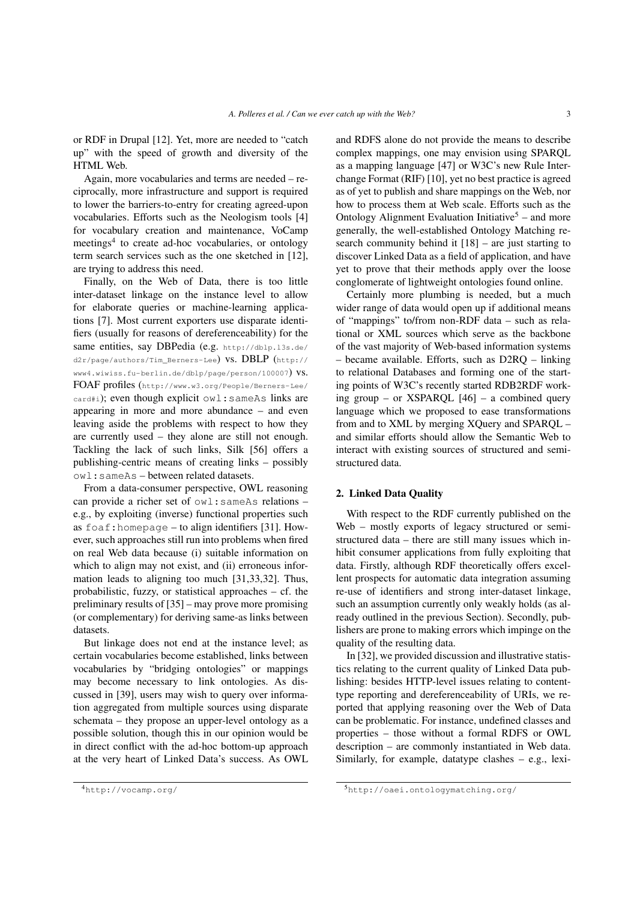or RDF in Drupal [12]. Yet, more are needed to "catch up" with the speed of growth and diversity of the HTML Web.

Again, more vocabularies and terms are needed – reciprocally, more infrastructure and support is required to lower the barriers-to-entry for creating agreed-upon vocabularies. Efforts such as the Neologism tools [4] for vocabulary creation and maintenance, VoCamp meetings[4] to create ad-hoc vocabularies, or ontology term search services such as the one sketched in [12], are trying to address this need.

Finally, on the Web of Data, there is too little inter-dataset linkage on the instance level to allow for elaborate queries or machine-learning applications [7]. Most current exporters use disparate identifiers (usually for reasons of dereferenceability) for the same entities, say DBPedia (e.g. `http://dblp.l3s.de/d2r/page/authors/Tim_Berners-Lee`) vs. DBLP (`http://www4.wiwiss.fu-berlin.de/dblp/page/person/100007`) vs. FOAF profiles (`http://www.w3.org/People/Berners-Lee/card#i`); even though explicit `owl:sameAs` links are appearing in more and more abundance – and even leaving aside the problems with respect to how they are currently used – they alone are still not enough. Tackling the lack of such links, Silk [56] offers a publishing-centric means of creating links – possibly `owl:sameAs` – between related datasets.

From a data-consumer perspective, OWL reasoning can provide a richer set of `owl:sameAs` relations – e.g., by exploiting (inverse) functional properties such as `foaf:homepage` – to align identifiers [31]. However, such approaches still run into problems when fired on real Web data because (i) suitable information on which to align may not exist, and (ii) erroneous information leads to aligning too much [31,33,32]. Thus, probabilistic, fuzzy, or statistical approaches – cf. the preliminary results of [35] – may prove more promising (or complementary) for deriving same-as links between datasets.

But linkage does not end at the instance level; as certain vocabularies become established, links between vocabularies by "bridging ontologies" or mappings may become necessary to link ontologies. As discussed in [39], users may wish to query over information aggregated from multiple sources using disparate schemata – they propose an upper-level ontology as a possible solution, though this in our opinion would be in direct conflict with the ad-hoc bottom-up approach at the very heart of Linked Data's success. As OWL and RDFS alone do not provide the means to describe complex mappings, one may envision using SPARQL as a mapping language [47] or W3C's new Rule Interchange Format (RIF) [10], yet no best practice is agreed as of yet to publish and share mappings on the Web, nor how to process them at Web scale. Efforts such as the Ontology Alignment Evaluation Initiative[5] – and more generally, the well-established Ontology Matching research community behind it [18] – are just starting to discover Linked Data as a field of application, and have yet to prove that their methods apply over the loose conglomerate of lightweight ontologies found online.

Certainly more plumbing is needed, but a much wider range of data would open up if additional means of "mappings" to/from non-RDF data – such as relational or XML sources which serve as the backbone of the vast majority of Web-based information systems – became available. Efforts, such as D2RQ – linking to relational Databases and forming one of the starting points of W3C's recently started RDB2RDF working group – or XSPARQL [46] – a combined query language which we proposed to ease transformations from and to XML by merging XQuery and SPARQL – and similar efforts should allow the Semantic Web to interact with existing sources of structured and semi-structured data.

## 2. Linked Data Quality

With respect to the RDF currently published on the Web – mostly exports of legacy structured or semi-structured data – there are still many issues which inhibit consumer applications from fully exploiting that data. Firstly, although RDF theoretically offers excellent prospects for automatic data integration assuming re-use of identifiers and strong inter-dataset linkage, such an assumption currently only weakly holds (as already outlined in the previous Section). Secondly, publishers are prone to making errors which impinge on the quality of the resulting data.

In [32], we provided discussion and illustrative statistics relating to the current quality of Linked Data publishing: besides HTTP-level issues relating to content-type reporting and dereferenceability of URIs, we reported that applying reasoning over the Web of Data can be problematic. For instance, undefined classes and properties – those without a formal RDFS or OWL description – are commonly instantiated in Web data. Similarly, for example, datatype clashes – e.g., lexi-

[4] `http://vocamp.org/`

[5] `http://oaei.ontologymatching.org/`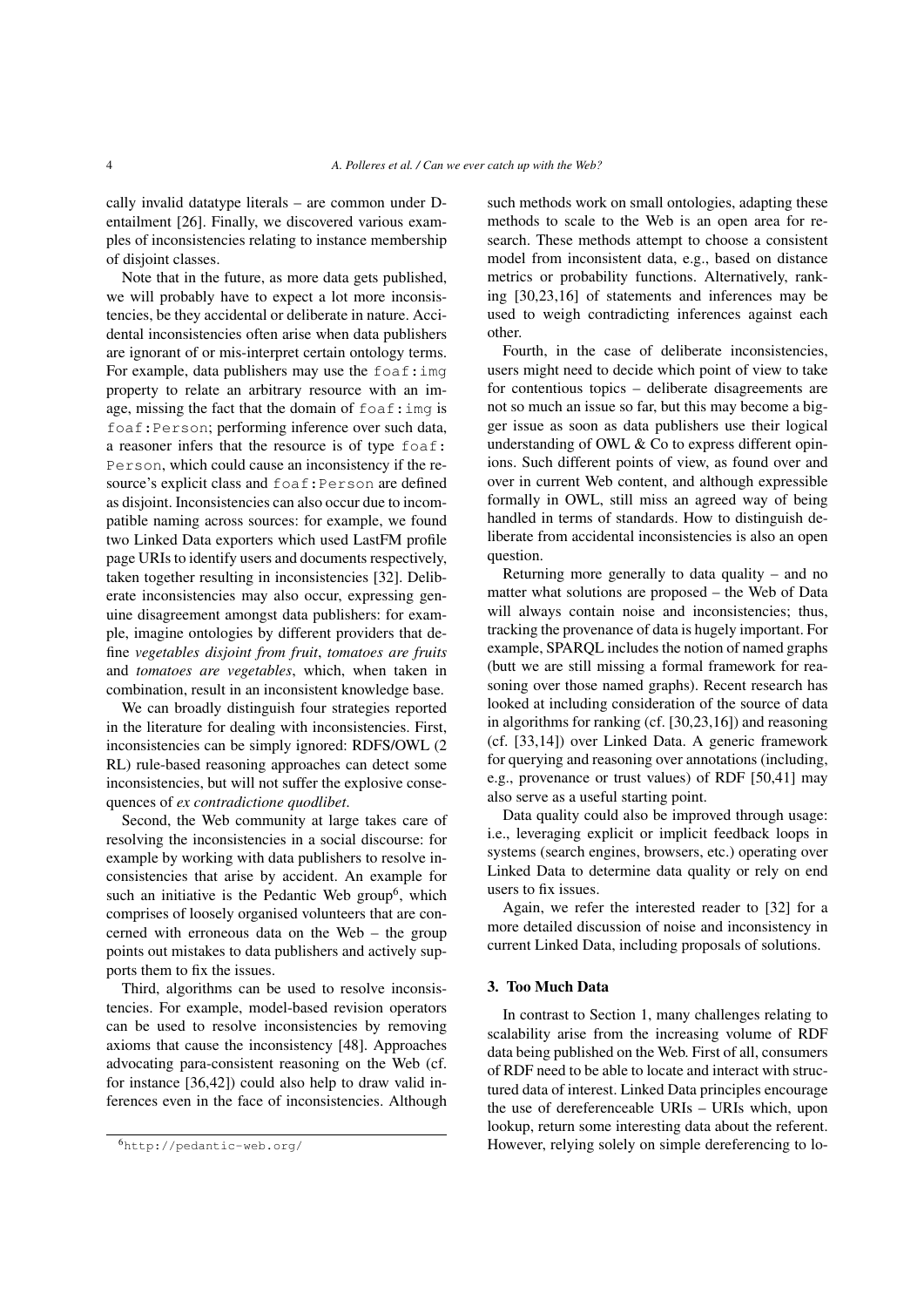cally invalid datatype literals – are common under D-entailment [26]. Finally, we discovered various examples of inconsistencies relating to instance membership of disjoint classes.

Note that in the future, as more data gets published, we will probably have to expect a lot more inconsistencies, be they accidental or deliberate in nature. Accidental inconsistencies often arise when data publishers are ignorant of or mis-interpret certain ontology terms. For example, data publishers may use the `foaf:img` property to relate an arbitrary resource with an image, missing the fact that the domain of `foaf:img` is `foaf:Person`; performing inference over such data, a reasoner infers that the resource is of type `foaf:Person`, which could cause an inconsistency if the resource's explicit class and `foaf:Person` are defined as disjoint. Inconsistencies can also occur due to incompatible naming across sources: for example, we found two Linked Data exporters which used LastFM profile page URIs to identify users and documents respectively, taken together resulting in inconsistencies [32]. Deliberate inconsistencies may also occur, expressing genuine disagreement amongst data publishers: for example, imagine ontologies by different providers that define *vegetables disjoint from fruit*, *tomatoes are fruits* and *tomatoes are vegetables*, which, when taken in combination, result in an inconsistent knowledge base.

We can broadly distinguish four strategies reported in the literature for dealing with inconsistencies. First, inconsistencies can be simply ignored: RDFS/OWL (2 RL) rule-based reasoning approaches can detect some inconsistencies, but will not suffer the explosive consequences of *ex contradictione quodlibet*.

Second, the Web community at large takes care of resolving the inconsistencies in a social discourse: for example by working with data publishers to resolve inconsistencies that arise by accident. An example for such an initiative is the Pedantic Web group[6], which comprises of loosely organised volunteers that are concerned with erroneous data on the Web – the group points out mistakes to data publishers and actively supports them to fix the issues.

Third, algorithms can be used to resolve inconsistencies. For example, model-based revision operators can be used to resolve inconsistencies by removing axioms that cause the inconsistency [48]. Approaches advocating para-consistent reasoning on the Web (cf. for instance [36,42]) could also help to draw valid inferences even in the face of inconsistencies. Although such methods work on small ontologies, adapting these methods to scale to the Web is an open area for research. These methods attempt to choose a consistent model from inconsistent data, e.g., based on distance metrics or probability functions. Alternatively, ranking [30,23,16] of statements and inferences may be used to weigh contradicting inferences against each other.

Fourth, in the case of deliberate inconsistencies, users might need to decide which point of view to take for contentious topics – deliberate disagreements are not so much an issue so far, but this may become a bigger issue as soon as data publishers use their logical understanding of OWL & Co to express different opinions. Such different points of view, as found over and over in current Web content, and although expressible formally in OWL, still miss an agreed way of being handled in terms of standards. How to distinguish deliberate from accidental inconsistencies is also an open question.

Returning more generally to data quality – and no matter what solutions are proposed – the Web of Data will always contain noise and inconsistencies; thus, tracking the provenance of data is hugely important. For example, SPARQL includes the notion of named graphs (butt we are still missing a formal framework for reasoning over those named graphs). Recent research has looked at including consideration of the source of data in algorithms for ranking (cf. [30,23,16]) and reasoning (cf. [33,14]) over Linked Data. A generic framework for querying and reasoning over annotations (including, e.g., provenance or trust values) of RDF [50,41] may also serve as a useful starting point.

Data quality could also be improved through usage: i.e., leveraging explicit or implicit feedback loops in systems (search engines, browsers, etc.) operating over Linked Data to determine data quality or rely on end users to fix issues.

Again, we refer the interested reader to [32] for a more detailed discussion of noise and inconsistency in current Linked Data, including proposals of solutions.

## 3. Too Much Data

In contrast to Section 1, many challenges relating to scalability arise from the increasing volume of RDF data being published on the Web. First of all, consumers of RDF need to be able to locate and interact with structured data of interest. Linked Data principles encourage the use of dereferenceable URIs – URIs which, upon lookup, return some interesting data about the referent. However, relying solely on simple dereferencing to lo-

[6] http://pedantic-web.org/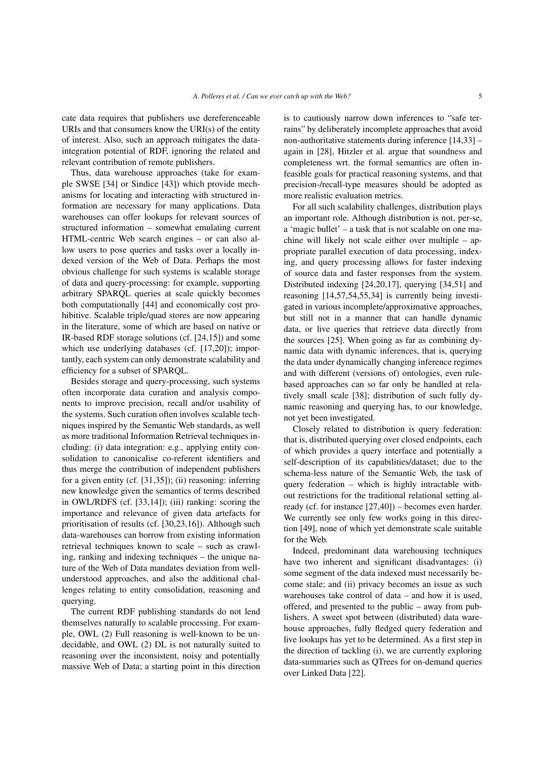cate data requires that publishers use dereferenceable URIs and that consumers know the URI(s) of the entity of interest. Also, such an approach mitigates the data-integration potential of RDF, ignoring the related and relevant contribution of remote publishers.

Thus, data warehouse approaches (take for example SWSE [34] or Sindice [43]) which provide mechanisms for locating and interacting with structured information are necessary for many applications. Data warehouses can offer lookups for relevant sources of structured information – somewhat emulating current HTML-centric Web search engines – or can also allow users to pose queries and tasks over a locally indexed version of the Web of Data. Perhaps the most obvious challenge for such systems is scalable storage of data and query-processing: for example, supporting arbitrary SPARQL queries at scale quickly becomes both computationally [44] and economically cost prohibitive. Scalable triple/quad stores are now appearing in the literature, some of which are based on native or IR-based RDF storage solutions (cf. [24,15]) and some which use underlying databases (cf. [17,20]); importantly, each system can only demonstrate scalability and efficiency for a subset of SPARQL.

Besides storage and query-processing, such systems often incorporate data curation and analysis components to improve precision, recall and/or usability of the systems. Such curation often involves scalable techniques inspired by the Semantic Web standards, as well as more traditional Information Retrieval techniques including: (i) data integration: e.g., applying entity consolidation to canonicalise co-referent identifiers and thus merge the contribution of independent publishers for a given entity (cf. [31,35]); (ii) reasoning: inferring new knowledge given the semantics of terms described in OWL/RDFS (cf. [33,14]); (iii) ranking: scoring the importance and relevance of given data artefacts for prioritisation of results (cf. [30,23,16]). Although such data-warehouses can borrow from existing information retrieval techniques known to scale – such as crawling, ranking and indexing techniques – the unique nature of the Web of Data mandates deviation from well-understood approaches, and also the additional challenges relating to entity consolidation, reasoning and querying.

The current RDF publishing standards do not lend themselves naturally to scalable processing. For example, OWL (2) Full reasoning is well-known to be undecidable, and OWL (2) DL is not naturally suited to reasoning over the inconsistent, noisy and potentially massive Web of Data; a starting point in this direction is to cautiously narrow down inferences to "safe terrains" by deliberately incomplete approaches that avoid non-authoritative statements during inference [14,33] – again in [28], Hitzler et al. argue that soundness and completeness wrt. the formal semantics are often infeasible goals for practical reasoning systems, and that precision-/recall-type measures should be adopted as more realistic evaluation metrics.

For all such scalability challenges, distribution plays an important role. Although distribution is not, per-se, a 'magic bullet' – a task that is not scalable on one machine will likely not scale either over multiple – appropriate parallel execution of data processing, indexing, and query processing allows for faster indexing of source data and faster responses from the system. Distributed indexing [24,20,17], querying [34,51] and reasoning [14,57,54,55,34] is currently being investigated in various incomplete/approximative approaches, but still not in a manner that can handle dynamic data, or live queries that retrieve data directly from the sources [25]. When going as far as combining dynamic data with dynamic inferences, that is, querying the data under dynamically changing inference regimes and with different (versions of) ontologies, even rule-based approaches can so far only be handled at relatively small scale [38]; distribution of such fully dynamic reasoning and querying has, to our knowledge, not yet been investigated.

Closely related to distribution is query federation: that is, distributed querying over closed endpoints, each of which provides a query interface and potentially a self-description of its capabilities/dataset; due to the schema-less nature of the Semantic Web, the task of query federation – which is highly intractable without restrictions for the traditional relational setting already (cf. for instance [27,40]) – becomes even harder. We currently see only few works going in this direction [49], none of which yet demonstrate scale suitable for the Web.

Indeed, predominant data warehousing techniques have two inherent and significant disadvantages: (i) some segment of the data indexed must necessarily become stale; and (ii) privacy becomes an issue as such warehouses take control of data – and how it is used, offered, and presented to the public – away from publishers. A sweet spot between (distributed) data warehouse approaches, fully fledged query federation and live lookups has yet to be determined. As a first step in the direction of tackling (i), we are currently exploring data-summaries such as QTrees for on-demand queries over Linked Data [22].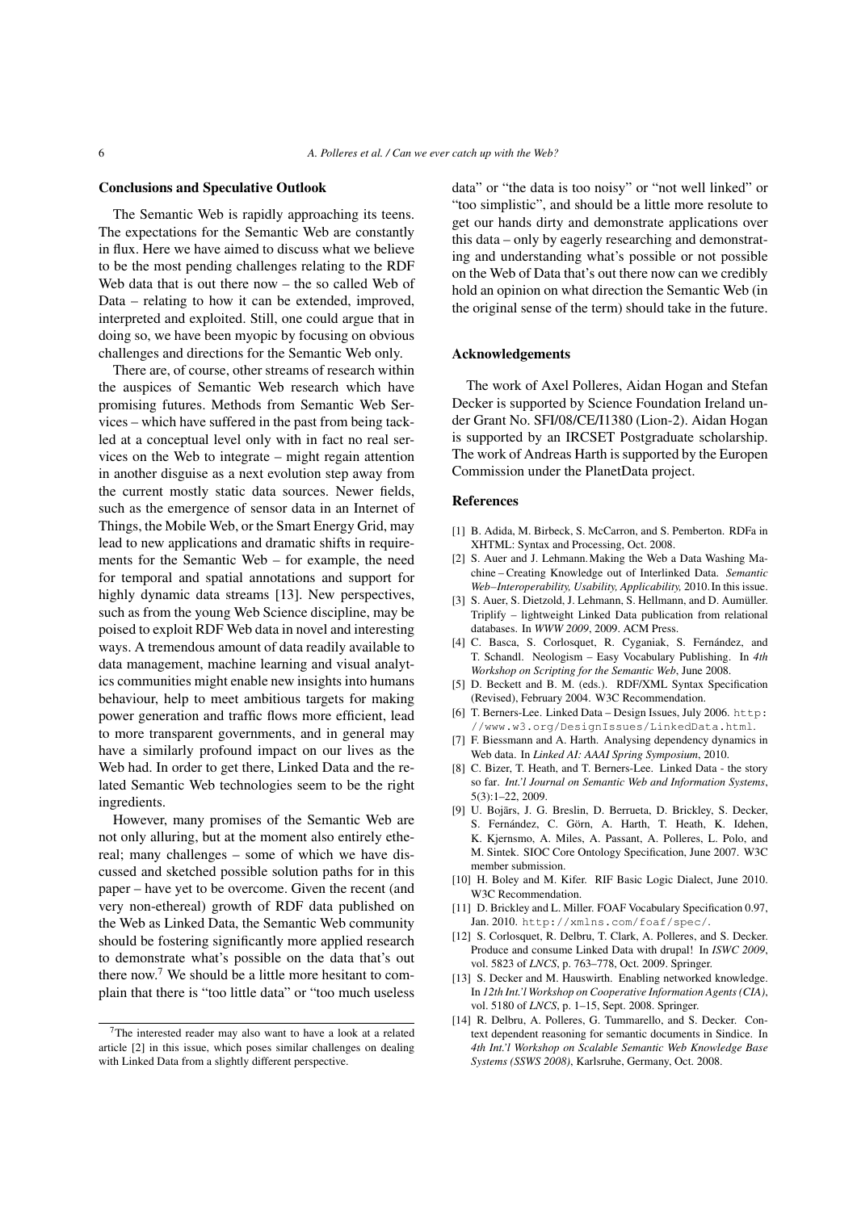## Conclusions and Speculative Outlook

The Semantic Web is rapidly approaching its teens. The expectations for the Semantic Web are constantly in flux. Here we have aimed to discuss what we believe to be the most pending challenges relating to the RDF Web data that is out there now – the so called Web of Data – relating to how it can be extended, improved, interpreted and exploited. Still, one could argue that in doing so, we have been myopic by focusing on obvious challenges and directions for the Semantic Web only.

There are, of course, other streams of research within the auspices of Semantic Web research which have promising futures. Methods from Semantic Web Services – which have suffered in the past from being tackled at a conceptual level only with in fact no real services on the Web to integrate – might regain attention in another disguise as a next evolution step away from the current mostly static data sources. Newer fields, such as the emergence of sensor data in an Internet of Things, the Mobile Web, or the Smart Energy Grid, may lead to new applications and dramatic shifts in requirements for the Semantic Web – for example, the need for temporal and spatial annotations and support for highly dynamic data streams [13]. New perspectives, such as from the young Web Science discipline, may be poised to exploit RDF Web data in novel and interesting ways. A tremendous amount of data readily available to data management, machine learning and visual analytics communities might enable new insights into humans behaviour, help to meet ambitious targets for making power generation and traffic flows more efficient, lead to more transparent governments, and in general may have a similarly profound impact on our lives as the Web had. In order to get there, Linked Data and the related Semantic Web technologies seem to be the right ingredients.

However, many promises of the Semantic Web are not only alluring, but at the moment also entirely ethereal; many challenges – some of which we have discussed and sketched possible solution paths for in this paper – have yet to be overcome. Given the recent (and very non-ethereal) growth of RDF data published on the Web as Linked Data, the Semantic Web community should be fostering significantly more applied research to demonstrate what's possible on the data that's out there now.[7] We should be a little more hesitant to complain that there is "too little data" or "too much useless data" or "the data is too noisy" or "not well linked" or "too simplistic", and should be a little more resolute to get our hands dirty and demonstrate applications over this data – only by eagerly researching and demonstrating and understanding what's possible or not possible on the Web of Data that's out there now can we credibly hold an opinion on what direction the Semantic Web (in the original sense of the term) should take in the future.

[7] The interested reader may also want to have a look at a related article [2] in this issue, which poses similar challenges on dealing with Linked Data from a slightly different perspective.

## Acknowledgements

The work of Axel Polleres, Aidan Hogan and Stefan Decker is supported by Science Foundation Ireland under Grant No. SFI/08/CE/I1380 (Lion-2). Aidan Hogan is supported by an IRCSET Postgraduate scholarship. The work of Andreas Harth is supported by the Europen Commission under the PlanetData project.

## References

[1] B. Adida, M. Birbeck, S. McCarron, and S. Pemberton. RDFa in XHTML: Syntax and Processing, Oct. 2008.

[2] S. Auer and J. Lehmann. Making the Web a Data Washing Machine – Creating Knowledge out of Interlinked Data. *Semantic Web–Interoperability, Usability, Applicability,* 2010. In this issue.

[3] S. Auer, S. Dietzold, J. Lehmann, S. Hellmann, and D. Aumüller. Triplify – lightweight Linked Data publication from relational databases. In *WWW 2009*, 2009. ACM Press.

[4] C. Basca, S. Corlosquet, R. Cyganiak, S. Fernández, and T. Schandl. Neologism – Easy Vocabulary Publishing. In *4th Workshop on Scripting for the Semantic Web*, June 2008.

[5] D. Beckett and B. M. (eds.). RDF/XML Syntax Specification (Revised), February 2004. W3C Recommendation.

[6] T. Berners-Lee. Linked Data – Design Issues, July 2006. http://www.w3.org/DesignIssues/LinkedData.html.

[7] F. Biessmann and A. Harth. Analysing dependency dynamics in Web data. In *Linked AI: AAAI Spring Symposium*, 2010.

[8] C. Bizer, T. Heath, and T. Berners-Lee. Linked Data - the story so far. *Int.'l Journal on Semantic Web and Information Systems*, 5(3):1–22, 2009.

[9] U. Bojārs, J. G. Breslin, D. Berrueta, D. Brickley, S. Decker, S. Fernández, C. Görn, A. Harth, T. Heath, K. Idehen, K. Kjernsmo, A. Miles, A. Passant, A. Polleres, L. Polo, and M. Sintek. SIOC Core Ontology Specification, June 2007. W3C member submission.

[10] H. Boley and M. Kifer. RIF Basic Logic Dialect, June 2010. W3C Recommendation.

[11] D. Brickley and L. Miller. FOAF Vocabulary Specification 0.97, Jan. 2010. http://xmlns.com/foaf/spec/.

[12] S. Corlosquet, R. Delbru, T. Clark, A. Polleres, and S. Decker. Produce and consume Linked Data with drupal! In *ISWC 2009*, vol. 5823 of *LNCS*, p. 763–778, Oct. 2009. Springer.

[13] S. Decker and M. Hauswirth. Enabling networked knowledge. In *12th Int.'l Workshop on Cooperative Information Agents (CIA)*, vol. 5180 of *LNCS*, p. 1–15, Sept. 2008. Springer.

[14] R. Delbru, A. Polleres, G. Tummarello, and S. Decker. Context dependent reasoning for semantic documents in Sindice. In *4th Int.'l Workshop on Scalable Semantic Web Knowledge Base Systems (SSWS 2008)*, Karlsruhe, Germany, Oct. 2008.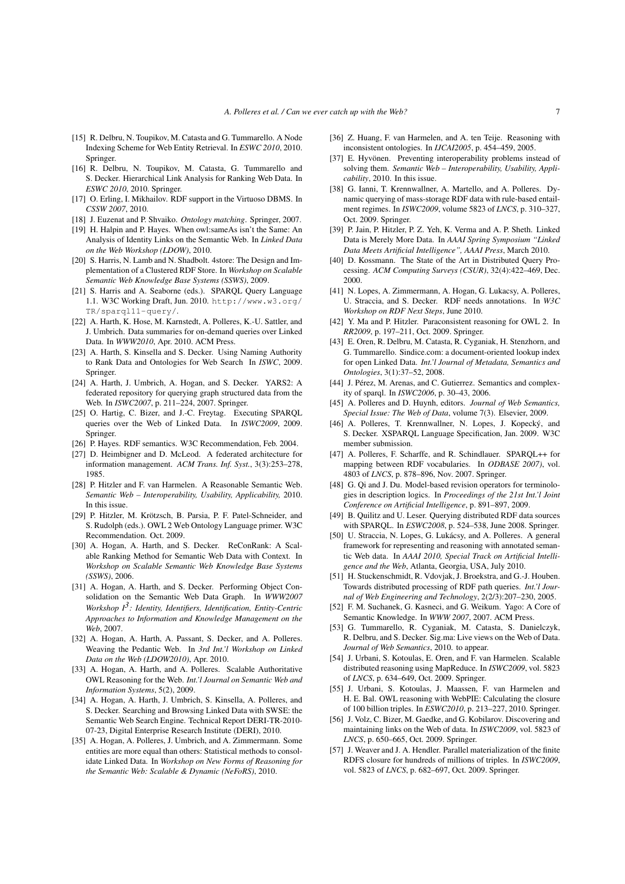[15] R. Delbru, N. Toupikov, M. Catasta and G. Tummarello. A Node Indexing Scheme for Web Entity Retrieval. In *ESWC 2010*, 2010. Springer.

[16] R. Delbru, N. Toupikov, M. Catasta, G. Tummarello and S. Decker. Hierarchical Link Analysis for Ranking Web Data. In *ESWC 2010*, 2010. Springer.

[17] O. Erling, I. Mikhailov. RDF support in the Virtuoso DBMS. In *CSSW 2007*, 2010.

[18] J. Euzenat and P. Shvaiko. *Ontology matching*. Springer, 2007.

[19] H. Halpin and P. Hayes. When owl:sameAs isn't the Same: An Analysis of Identity Links on the Semantic Web. In *Linked Data on the Web Workshop (LDOW)*, 2010.

[20] S. Harris, N. Lamb and N. Shadbolt. 4store: The Design and Implementation of a Clustered RDF Store. In *Workshop on Scalable Semantic Web Knowledge Base Systems (SSWS)*, 2009.

[21] S. Harris and A. Seaborne (eds.). SPARQL Query Language 1.1. W3C Working Draft, Jun. 2010. `http://www.w3.org/TR/sparql11-query/`.

[22] A. Harth, K. Hose, M. Karnstedt, A. Polleres, K.-U. Sattler, and J. Umbrich. Data summaries for on-demand queries over Linked Data. In *WWW2010*, Apr. 2010. ACM Press.

[23] A. Harth, S. Kinsella and S. Decker. Using Naming Authority to Rank Data and Ontologies for Web Search In *ISWC*, 2009. Springer.

[24] A. Harth, J. Umbrich, A. Hogan, and S. Decker. YARS2: A federated repository for querying graph structured data from the Web. In *ISWC2007*, p. 211–224, 2007. Springer.

[25] O. Hartig, C. Bizer, and J.-C. Freytag. Executing SPARQL queries over the Web of Linked Data. In *ISWC2009*, 2009. Springer.

[26] P. Hayes. RDF semantics. W3C Recommendation, Feb. 2004.

[27] D. Heimbigner and D. McLeod. A federated architecture for information management. *ACM Trans. Inf. Syst.*, 3(3):253–278, 1985.

[28] P. Hitzler and F. van Harmelen. A Reasonable Semantic Web. *Semantic Web – Interoperability, Usability, Applicability,* 2010. In this issue.

[29] P. Hitzler, M. Krötzsch, B. Parsia, P. F. Patel-Schneider, and S. Rudolph (eds.). OWL 2 Web Ontology Language primer. W3C Recommendation. Oct. 2009.

[30] A. Hogan, A. Harth, and S. Decker. ReConRank: A Scalable Ranking Method for Semantic Web Data with Context. In *Workshop on Scalable Semantic Web Knowledge Base Systems (SSWS)*, 2006.

[31] A. Hogan, A. Harth, and S. Decker. Performing Object Consolidation on the Semantic Web Data Graph. In *WWW2007 Workshop $I^3$: Identity, Identifiers, Identification, Entity-Centric Approaches to Information and Knowledge Management on the Web*, 2007.

[32] A. Hogan, A. Harth, A. Passant, S. Decker, and A. Polleres. Weaving the Pedantic Web. In *3rd Int.'l Workshop on Linked Data on the Web (LDOW2010)*, Apr. 2010.

[33] A. Hogan, A. Harth, and A. Polleres. Scalable Authoritative OWL Reasoning for the Web. *Int.'l Journal on Semantic Web and Information Systems*, 5(2), 2009.

[34] A. Hogan, A. Harth, J. Umbrich, S. Kinsella, A. Polleres, and S. Decker. Searching and Browsing Linked Data with SWSE: the Semantic Web Search Engine. Technical Report DERI-TR-2010-07-23, Digital Enterprise Research Institute (DERI), 2010.

[35] A. Hogan, A. Polleres, J. Umbrich, and A. Zimmermann. Some entities are more equal than others: Statistical methods to consolidate Linked Data. In *Workshop on New Forms of Reasoning for the Semantic Web: Scalable & Dynamic (NeFoRS)*, 2010.

[36] Z. Huang, F. van Harmelen, and A. ten Teije. Reasoning with inconsistent ontologies. In *IJCAI2005*, p. 454–459, 2005.

[37] E. Hyvönen. Preventing interoperability problems instead of solving them. *Semantic Web – Interoperability, Usability, Applicability*, 2010. In this issue.

[38] G. Ianni, T. Krennwallner, A. Martello, and A. Polleres. Dynamic querying of mass-storage RDF data with rule-based entailment regimes. In *ISWC2009*, volume 5823 of *LNCS*, p. 310–327, Oct. 2009. Springer.

[39] P. Jain, P. Hitzler, P. Z. Yeh, K. Verma and A. P. Sheth. Linked Data is Merely More Data. In *AAAI Spring Symposium "Linked Data Meets Artificial Intelligence", AAAI Press*, March 2010.

[40] D. Kossmann. The State of the Art in Distributed Query Processing. *ACM Computing Surveys (CSUR)*, 32(4):422–469, Dec. 2000.

[41] N. Lopes, A. Zimmermann, A. Hogan, G. Lukacsy, A. Polleres, U. Straccia, and S. Decker. RDF needs annotations. In *W3C Workshop on RDF Next Steps*, June 2010.

[42] Y. Ma and P. Hitzler. Paraconsistent reasoning for OWL 2. In *RR2009*, p. 197–211, Oct. 2009. Springer.

[43] E. Oren, R. Delbru, M. Catasta, R. Cyganiak, H. Stenzhorn, and G. Tummarello. Sindice.com: a document-oriented lookup index for open Linked Data. *Int.'l Journal of Metadata, Semantics and Ontologies*, 3(1):37–52, 2008.

[44] J. Pérez, M. Arenas, and C. Gutierrez. Semantics and complexity of sparql. In *ISWC2006*, p. 30–43, 2006.

[45] A. Polleres and D. Huynh, editors. *Journal of Web Semantics, Special Issue: The Web of Data*, volume 7(3). Elsevier, 2009.

[46] A. Polleres, T. Krennwallner, N. Lopes, J. Kopecký, and S. Decker. XSPARQL Language Specification, Jan. 2009. W3C member submission.

[47] A. Polleres, F. Scharffe, and R. Schindlauer. SPARQL++ for mapping between RDF vocabularies. In *ODBASE 2007)*, vol. 4803 of *LNCS*, p. 878–896, Nov. 2007. Springer.

[48] G. Qi and J. Du. Model-based revision operators for terminologies in description logics. In *Proceedings of the 21st Int.'l Joint Conference on Artificial Intelligence*, p. 891–897, 2009.

[49] B. Quilitz and U. Leser. Querying distributed RDF data sources with SPARQL. In *ESWC2008*, p. 524–538, June 2008. Springer.

[50] U. Straccia, N. Lopes, G. Lukácsy, and A. Polleres. A general framework for representing and reasoning with annotated semantic Web data. In *AAAI 2010, Special Track on Artificial Intelligence and the Web*, Atlanta, Georgia, USA, July 2010.

[51] H. Stuckenschmidt, R. Vdovjak, J. Broekstra, and G.-J. Houben. Towards distributed processing of RDF path queries. *Int.'l Journal of Web Engineering and Technology*, 2(2/3):207–230, 2005.

[52] F. M. Suchanek, G. Kasneci, and G. Weikum. Yago: A Core of Semantic Knowledge. In *WWW 2007*, 2007. ACM Press.

[53] G. Tummarello, R. Cyganiak, M. Catasta, S. Danielczyk, R. Delbru, and S. Decker. Sig.ma: Live views on the Web of Data. *Journal of Web Semantics*, 2010. to appear.

[54] J. Urbani, S. Kotoulas, E. Oren, and F. van Harmelen. Scalable distributed reasoning using MapReduce. In *ISWC2009*, vol. 5823 of *LNCS*, p. 634–649, Oct. 2009. Springer.

[55] J. Urbani, S. Kotoulas, J. Maassen, F. van Harmelen and H. E. Bal. OWL reasoning with WebPIE: Calculating the closure of 100 billion triples. In *ESWC2010*, p. 213–227, 2010. Springer.

[56] J. Volz, C. Bizer, M. Gaedke, and G. Kobilarov. Discovering and maintaining links on the Web of data. In *ISWC2009*, vol. 5823 of *LNCS*, p. 650–665, Oct. 2009. Springer.

[57] J. Weaver and J. A. Hendler. Parallel materialization of the finite RDFS closure for hundreds of millions of triples. In *ISWC2009*, vol. 5823 of *LNCS*, p. 682–697, Oct. 2009. Springer.